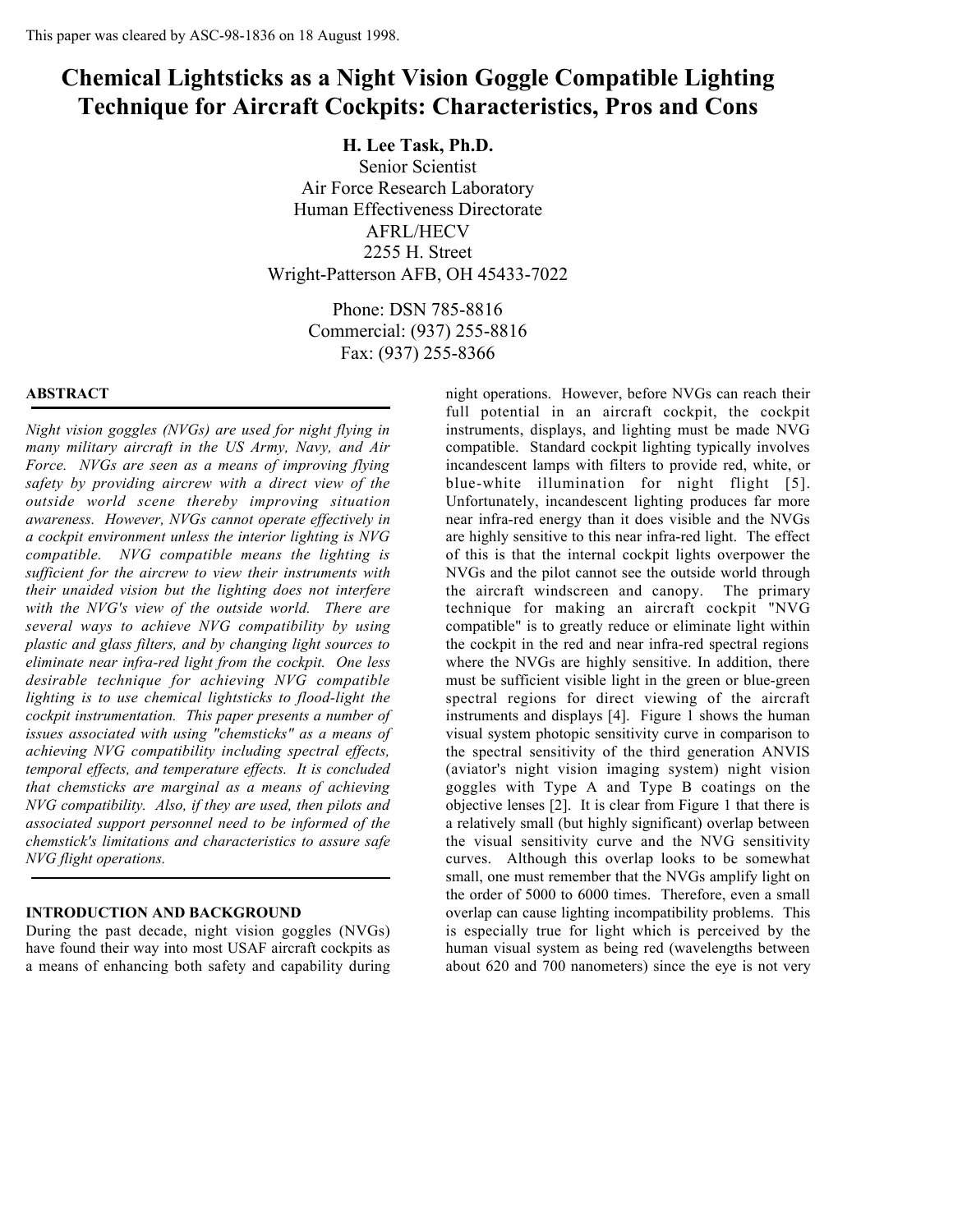This paper was cleared by ASC-98-1836 on 18 August 1998.

# Chemical Lightsticks as a Night Vision Goggle Compatible Lighting Technique for Aircraft Cockpits: Characteristics, Pros and Cons

**H. Lee Task, Ph.D.**
Senior Scientist
Air Force Research Laboratory
Human Effectiveness Directorate
AFRL/HECV
2255 H. Street
Wright-Patterson AFB, OH 45433-7022

Phone: DSN 785-8816
Commercial: (937) 255-8816
Fax: (937) 255-8366

## ABSTRACT

*Night vision goggles (NVGs) are used for night flying in many military aircraft in the US Army, Navy, and Air Force. NVGs are seen as a means of improving flying safety by providing aircrew with a direct view of the outside world scene thereby improving situation awareness. However, NVGs cannot operate effectively in a cockpit environment unless the interior lighting is NVG compatible. NVG compatible means the lighting is sufficient for the aircrew to view their instruments with their unaided vision but the lighting does not interfere with the NVG's view of the outside world. There are several ways to achieve NVG compatibility by using plastic and glass filters, and by changing light sources to eliminate near infra-red light from the cockpit. One less desirable technique for achieving NVG compatible lighting is to use chemical lightsticks to flood-light the cockpit instrumentation. This paper presents a number of issues associated with using "chemsticks" as a means of achieving NVG compatibility including spectral effects, temporal effects, and temperature effects. It is concluded that chemsticks are marginal as a means of achieving NVG compatibility. Also, if they are used, then pilots and associated support personnel need to be informed of the chemstick's limitations and characteristics to assure safe NVG flight operations.*

## INTRODUCTION AND BACKGROUND

During the past decade, night vision goggles (NVGs) have found their way into most USAF aircraft cockpits as a means of enhancing both safety and capability during night operations. However, before NVGs can reach their full potential in an aircraft cockpit, the cockpit instruments, displays, and lighting must be made NVG compatible. Standard cockpit lighting typically involves incandescent lamps with filters to provide red, white, or blue-white illumination for night flight [5]. Unfortunately, incandescent lighting produces far more near infra-red energy than it does visible and the NVGs are highly sensitive to this near infra-red light. The effect of this is that the internal cockpit lights overpower the NVGs and the pilot cannot see the outside world through the aircraft windscreen and canopy. The primary technique for making an aircraft cockpit "NVG compatible" is to greatly reduce or eliminate light within the cockpit in the red and near infra-red spectral regions where the NVGs are highly sensitive. In addition, there must be sufficient visible light in the green or blue-green spectral regions for direct viewing of the aircraft instruments and displays [4]. Figure 1 shows the human visual system photopic sensitivity curve in comparison to the spectral sensitivity of the third generation ANVIS (aviator's night vision imaging system) night vision goggles with Type A and Type B coatings on the objective lenses [2]. It is clear from Figure 1 that there is a relatively small (but highly significant) overlap between the visual sensitivity curve and the NVG sensitivity curves. Although this overlap looks to be somewhat small, one must remember that the NVGs amplify light on the order of 5000 to 6000 times. Therefore, even a small overlap can cause lighting incompatibility problems. This is especially true for light which is perceived by the human visual system as being red (wavelengths between about 620 and 700 nanometers) since the eye is not very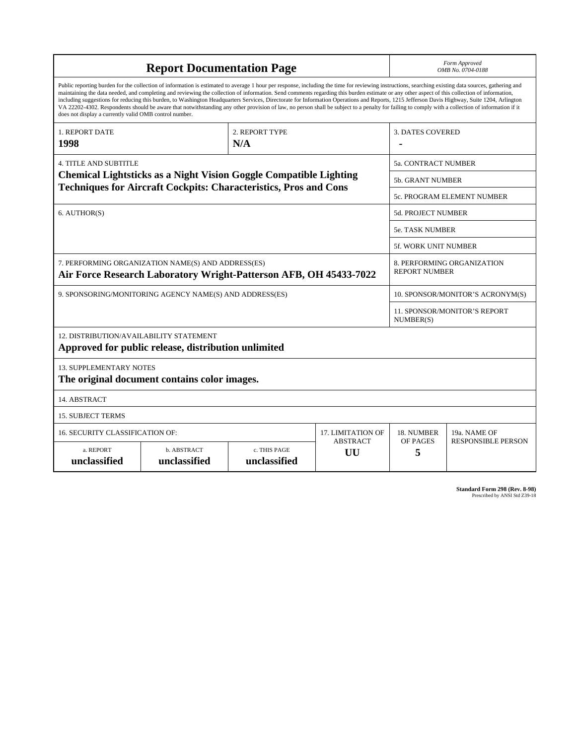# Report Documentation Page

*Form Approved OMB No. 0704-0188*

Public reporting burden for the collection of information is estimated to average 1 hour per response, including the time for reviewing instructions, searching existing data sources, gathering and maintaining the data needed, and completing and reviewing the collection of information. Send comments regarding this burden estimate or any other aspect of this collection of information, including suggestions for reducing this burden, to Washington Headquarters Services, Directorate for Information Operations and Reports, 1215 Jefferson Davis Highway, Suite 1204, Arlington VA 22202-4302. Respondents should be aware that notwithstanding any other provision of law, no person shall be subject to a penalty for failing to comply with a collection of information if it does not display a currently valid OMB control number.

| 1. REPORT DATE | 2. REPORT TYPE | 3. DATES COVERED |
|---|---|---|
| **1998** | **N/A** | **-** |

**4. TITLE AND SUBTITLE**
**Chemical Lightsticks as a Night Vision Goggle Compatible Lighting Techniques for Aircraft Cockpits: Characteristics, Pros and Cons**

5a. CONTRACT NUMBER

5b. GRANT NUMBER

5c. PROGRAM ELEMENT NUMBER

6. AUTHOR(S)

5d. PROJECT NUMBER

5e. TASK NUMBER

5f. WORK UNIT NUMBER

7. PERFORMING ORGANIZATION NAME(S) AND ADDRESS(ES)
**Air Force Research Laboratory Wright-Patterson AFB, OH 45433-7022**

8. PERFORMING ORGANIZATION REPORT NUMBER

9. SPONSORING/MONITORING AGENCY NAME(S) AND ADDRESS(ES)

10. SPONSOR/MONITOR'S ACRONYM(S)

11. SPONSOR/MONITOR'S REPORT NUMBER(S)

12. DISTRIBUTION/AVAILABILITY STATEMENT
**Approved for public release, distribution unlimited**

13. SUPPLEMENTARY NOTES
**The original document contains color images.**

14. ABSTRACT

15. SUBJECT TERMS

| 16. SECURITY CLASSIFICATION OF: | | | 17. LIMITATION OF ABSTRACT | 18. NUMBER OF PAGES | 19a. NAME OF RESPONSIBLE PERSON |
|---|---|---|---|---|---|
| a. REPORT | b. ABSTRACT | c. THIS PAGE | | | |
| **unclassified** | **unclassified** | **unclassified** | **UU** | **5** | |

**Standard Form 298 (Rev. 8-98)**
Prescribed by ANSI Std Z39-18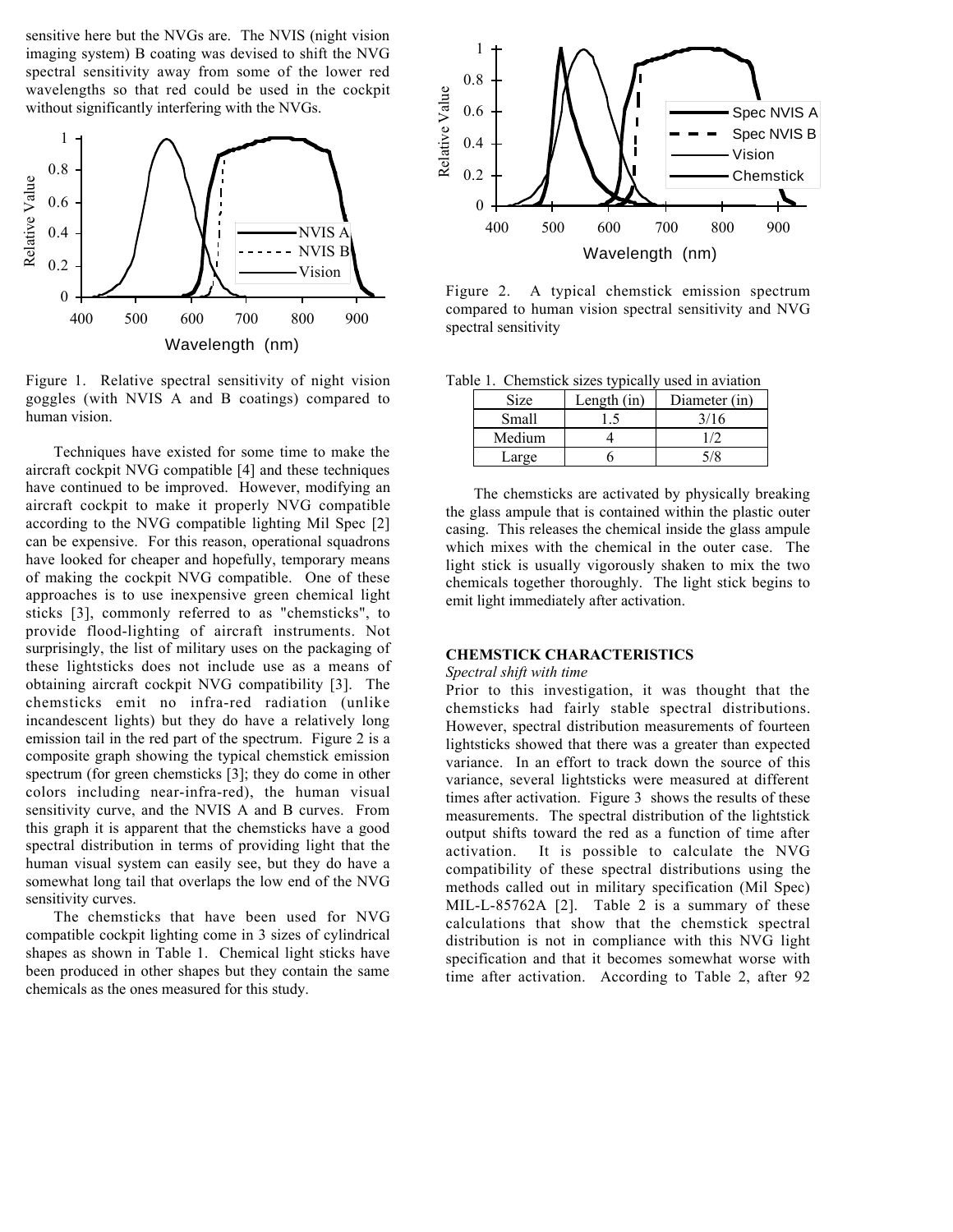sensitive here but the NVGs are. The NVIS (night vision imaging system) B coating was devised to shift the NVG spectral sensitivity away from some of the lower red wavelengths so that red could be used in the cockpit without significantly interfering with the NVGs.

Figure 1. Relative spectral sensitivity of night vision goggles (with NVIS A and B coatings) compared to human vision.

Techniques have existed for some time to make the aircraft cockpit NVG compatible [4] and these techniques have continued to be improved. However, modifying an aircraft cockpit to make it properly NVG compatible according to the NVG compatible lighting Mil Spec [2] can be expensive. For this reason, operational squadrons have looked for cheaper and hopefully, temporary means of making the cockpit NVG compatible. One of these approaches is to use inexpensive green chemical light sticks [3], commonly referred to as "chemsticks", to provide flood-lighting of aircraft instruments. Not surprisingly, the list of military uses on the packaging of these lightsticks does not include use as a means of obtaining aircraft cockpit NVG compatibility [3]. The chemsticks emit no infra-red radiation (unlike incandescent lights) but they do have a relatively long emission tail in the red part of the spectrum. Figure 2 is a composite graph showing the typical chemstick emission spectrum (for green chemsticks [3]; they do come in other colors including near-infra-red), the human visual sensitivity curve, and the NVIS A and B curves. From this graph it is apparent that the chemsticks have a good spectral distribution in terms of providing light that the human visual system can easily see, but they do have a somewhat long tail that overlaps the low end of the NVG sensitivity curves.

The chemsticks that have been used for NVG compatible cockpit lighting come in 3 sizes of cylindrical shapes as shown in Table 1. Chemical light sticks have been produced in other shapes but they contain the same chemicals as the ones measured for this study.

Figure 2. A typical chemstick emission spectrum compared to human vision spectral sensitivity and NVG spectral sensitivity

Table 1. Chemstick sizes typically used in aviation

| Size | Length (in) | Diameter (in) |
| --- | --- | --- |
| Small | 1.5 | 3/16 |
| Medium | 4 | 1/2 |
| Large | 6 | 5/8 |

The chemsticks are activated by physically breaking the glass ampule that is contained within the plastic outer casing. This releases the chemical inside the glass ampule which mixes with the chemical in the outer case. The light stick is usually vigorously shaken to mix the two chemicals together thoroughly. The light stick begins to emit light immediately after activation.

## CHEMSTICK CHARACTERISTICS

*Spectral shift with time*

Prior to this investigation, it was thought that the chemsticks had fairly stable spectral distributions. However, spectral distribution measurements of fourteen lightsticks showed that there was a greater than expected variance. In an effort to track down the source of this variance, several lightsticks were measured at different times after activation. Figure 3 shows the results of these measurements. The spectral distribution of the lightstick output shifts toward the red as a function of time after activation. It is possible to calculate the NVG compatibility of these spectral distributions using the methods called out in military specification (Mil Spec) MIL-L-85762A [2]. Table 2 is a summary of these calculations that show that the chemstick spectral distribution is not in compliance with this NVG light specification and that it becomes somewhat worse with time after activation. According to Table 2, after 92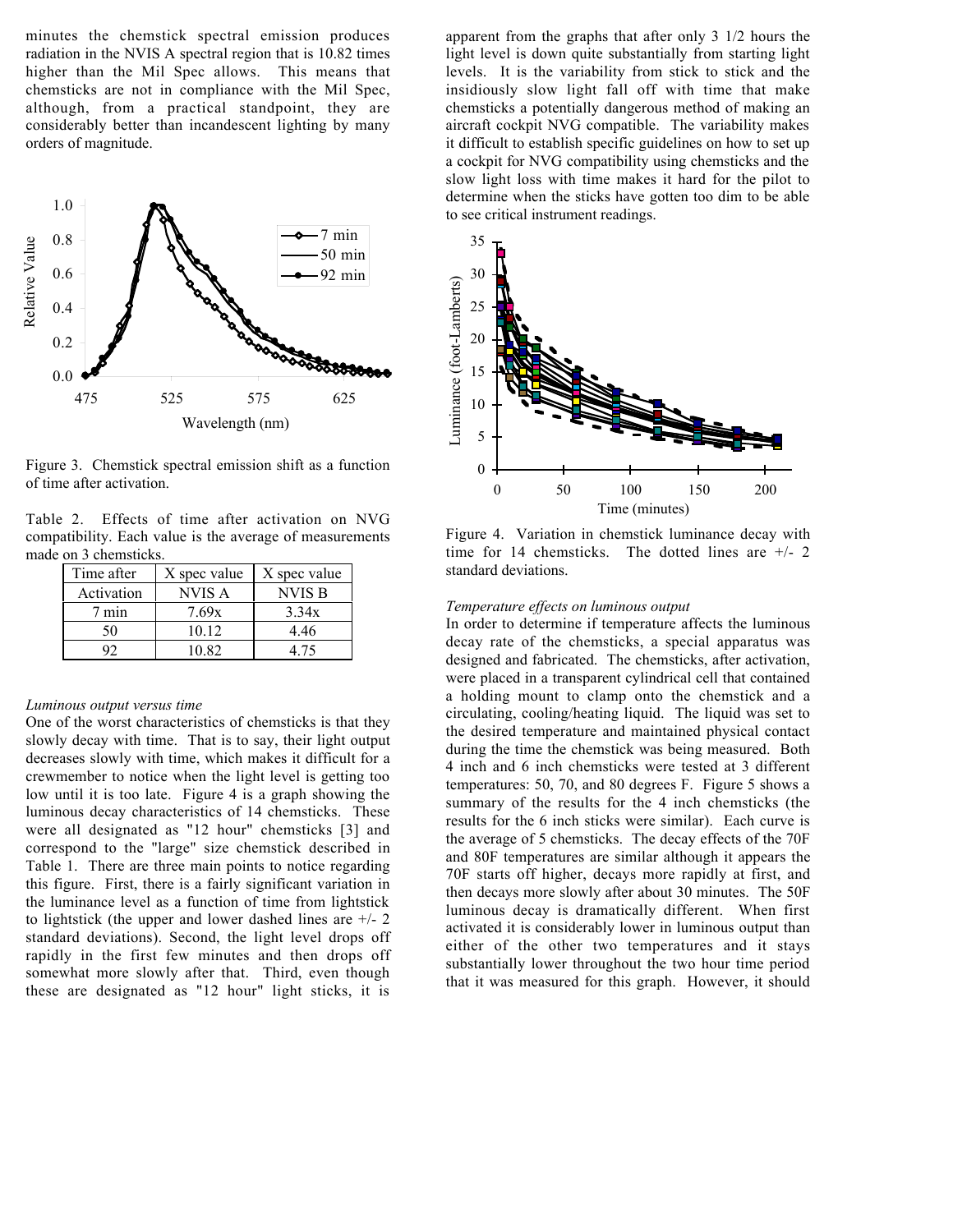minutes the chemstick spectral emission produces radiation in the NVIS A spectral region that is 10.82 times higher than the Mil Spec allows. This means that chemsticks are not in compliance with the Mil Spec, although, from a practical standpoint, they are considerably better than incandescent lighting by many orders of magnitude.

Figure 3. Chemstick spectral emission shift as a function of time after activation.

Table 2. Effects of time after activation on NVG compatibility. Each value is the average of measurements made on 3 chemsticks.

| Time after Activation | X spec value NVIS A | X spec value NVIS B |
|---|---|---|
| 7 min | 7.69x | 3.34x |
| 50 | 10.12 | 4.46 |
| 92 | 10.82 | 4.75 |

*Luminous output versus time*

One of the worst characteristics of chemsticks is that they slowly decay with time. That is to say, their light output decreases slowly with time, which makes it difficult for a crewmember to notice when the light level is getting too low until it is too late. Figure 4 is a graph showing the luminous decay characteristics of 14 chemsticks. These were all designated as "12 hour" chemsticks [3] and correspond to the "large" size chemstick described in Table 1. There are three main points to notice regarding this figure. First, there is a fairly significant variation in the luminance level as a function of time from lightstick to lightstick (the upper and lower dashed lines are +/- 2 standard deviations). Second, the light level drops off rapidly in the first few minutes and then drops off somewhat more slowly after that. Third, even though these are designated as "12 hour" light sticks, it is apparent from the graphs that after only 3 1/2 hours the light level is down quite substantially from starting light levels. It is the variability from stick to stick and the insidiously slow light fall off with time that make chemsticks a potentially dangerous method of making an aircraft cockpit NVG compatible. The variability makes it difficult to establish specific guidelines on how to set up a cockpit for NVG compatibility using chemsticks and the slow light loss with time makes it hard for the pilot to determine when the sticks have gotten too dim to be able to see critical instrument readings.

Figure 4. Variation in chemstick luminance decay with time for 14 chemsticks. The dotted lines are +/- 2 standard deviations.

*Temperature effects on luminous output*

In order to determine if temperature affects the luminous decay rate of the chemsticks, a special apparatus was designed and fabricated. The chemsticks, after activation, were placed in a transparent cylindrical cell that contained a holding mount to clamp onto the chemstick and a circulating, cooling/heating liquid. The liquid was set to the desired temperature and maintained physical contact during the time the chemstick was being measured. Both 4 inch and 6 inch chemsticks were tested at 3 different temperatures: 50, 70, and 80 degrees F. Figure 5 shows a summary of the results for the 4 inch chemsticks (the results for the 6 inch sticks were similar). Each curve is the average of 5 chemsticks. The decay effects of the 70F and 80F temperatures are similar although it appears the 70F starts off higher, decays more rapidly at first, and then decays more slowly after about 30 minutes. The 50F luminous decay is dramatically different. When first activated it is considerably lower in luminous output than either of the other two temperatures and it stays substantially lower throughout the two hour time period that it was measured for this graph. However, it should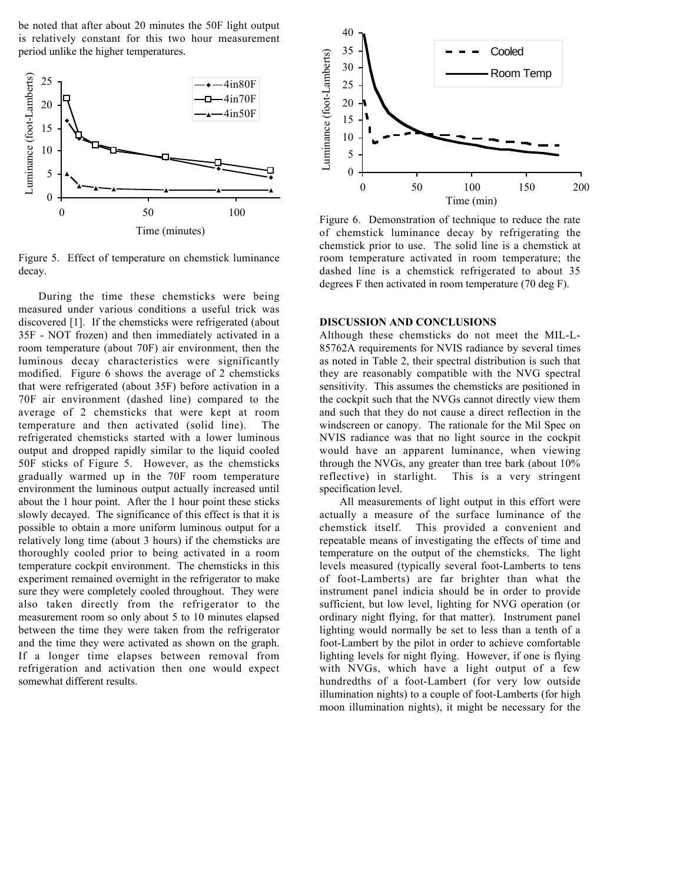be noted that after about 20 minutes the 50F light output is relatively constant for this two hour measurement period unlike the higher temperatures.

Figure 5. Effect of temperature on chemstick luminance decay.

During the time these chemsticks were being measured under various conditions a useful trick was discovered [1]. If the chemsticks were refrigerated (about 35F - NOT frozen) and then immediately activated in a room temperature (about 70F) air environment, then the luminous decay characteristics were significantly modified. Figure 6 shows the average of 2 chemsticks that were refrigerated (about 35F) before activation in a 70F air environment (dashed line) compared to the average of 2 chemsticks that were kept at room temperature and then activated (solid line). The refrigerated chemsticks started with a lower luminous output and dropped rapidly similar to the liquid cooled 50F sticks of Figure 5. However, as the chemsticks gradually warmed up in the 70F room temperature environment the luminous output actually increased until about the 1 hour point. After the 1 hour point these sticks slowly decayed. The significance of this effect is that it is possible to obtain a more uniform luminous output for a relatively long time (about 3 hours) if the chemsticks are thoroughly cooled prior to being activated in a room temperature cockpit environment. The chemsticks in this experiment remained overnight in the refrigerator to make sure they were completely cooled throughout. They were also taken directly from the refrigerator to the measurement room so only about 5 to 10 minutes elapsed between the time they were taken from the refrigerator and the time they were activated as shown on the graph. If a longer time elapses between removal from refrigeration and activation then one would expect somewhat different results.

Figure 6. Demonstration of technique to reduce the rate of chemstick luminance decay by refrigerating the chemstick prior to use. The solid line is a chemstick at room temperature activated in room temperature; the dashed line is a chemstick refrigerated to about 35 degrees F then activated in room temperature (70 deg F).

## DISCUSSION AND CONCLUSIONS

Although these chemsticks do not meet the MIL-L-85762A requirements for NVIS radiance by several times as noted in Table 2, their spectral distribution is such that they are reasonably compatible with the NVG spectral sensitivity. This assumes the chemsticks are positioned in the cockpit such that the NVGs cannot directly view them and such that they do not cause a direct reflection in the windscreen or canopy. The rationale for the Mil Spec on NVIS radiance was that no light source in the cockpit would have an apparent luminance, when viewing through the NVGs, any greater than tree bark (about 10% reflective) in starlight. This is a very stringent specification level.

All measurements of light output in this effort were actually a measure of the surface luminance of the chemstick itself. This provided a convenient and repeatable means of investigating the effects of time and temperature on the output of the chemsticks. The light levels measured (typically several foot-Lamberts to tens of foot-Lamberts) are far brighter than what the instrument panel indicia should be in order to provide sufficient, but low level, lighting for NVG operation (or ordinary night flying, for that matter). Instrument panel lighting would normally be set to less than a tenth of a foot-Lambert by the pilot in order to achieve comfortable lighting levels for night flying. However, if one is flying with NVGs, which have a light output of a few hundredths of a foot-Lambert (for very low outside illumination nights) to a couple of foot-Lamberts (for high moon illumination nights), it might be necessary for the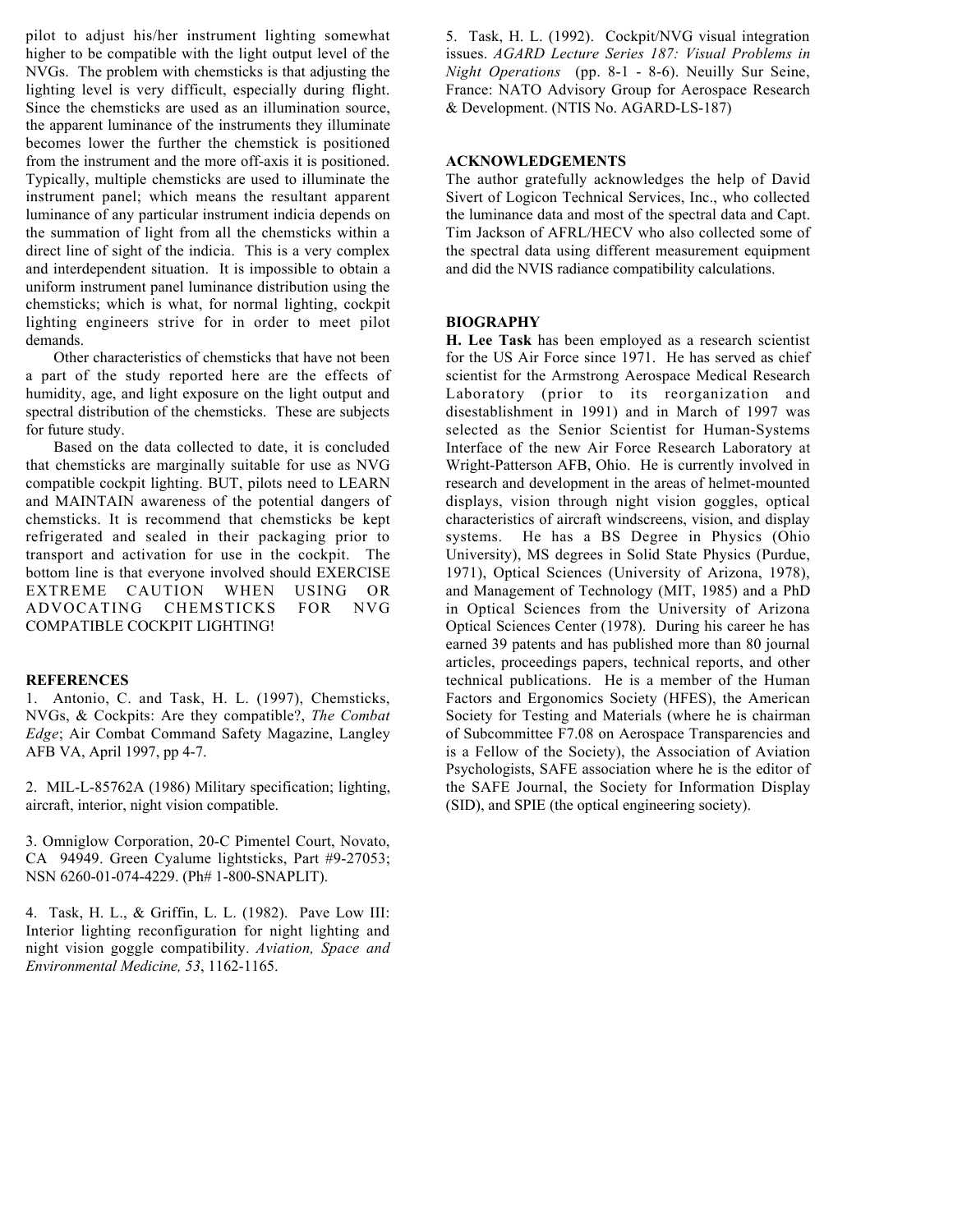pilot to adjust his/her instrument lighting somewhat higher to be compatible with the light output level of the NVGs. The problem with chemsticks is that adjusting the lighting level is very difficult, especially during flight. Since the chemsticks are used as an illumination source, the apparent luminance of the instruments they illuminate becomes lower the further the chemstick is positioned from the instrument and the more off-axis it is positioned. Typically, multiple chemsticks are used to illuminate the instrument panel; which means the resultant apparent luminance of any particular instrument indicia depends on the summation of light from all the chemsticks within a direct line of sight of the indicia. This is a very complex and interdependent situation. It is impossible to obtain a uniform instrument panel luminance distribution using the chemsticks; which is what, for normal lighting, cockpit lighting engineers strive for in order to meet pilot demands.

Other characteristics of chemsticks that have not been a part of the study reported here are the effects of humidity, age, and light exposure on the light output and spectral distribution of the chemsticks. These are subjects for future study.

Based on the data collected to date, it is concluded that chemsticks are marginally suitable for use as NVG compatible cockpit lighting. BUT, pilots need to LEARN and MAINTAIN awareness of the potential dangers of chemsticks. It is recommend that chemsticks be kept refrigerated and sealed in their packaging prior to transport and activation for use in the cockpit. The bottom line is that everyone involved should EXERCISE EXTREME CAUTION WHEN USING OR ADVOCATING CHEMSTICKS FOR NVG COMPATIBLE COCKPIT LIGHTING!

## REFERENCES

1. Antonio, C. and Task, H. L. (1997), Chemsticks, NVGs, & Cockpits: Are they compatible?, *The Combat Edge*; Air Combat Command Safety Magazine, Langley AFB VA, April 1997, pp 4-7.

2. MIL-L-85762A (1986) Military specification; lighting, aircraft, interior, night vision compatible.

3. Omniglow Corporation, 20-C Pimentel Court, Novato, CA 94949. Green Cyalume lightsticks, Part #9-27053; NSN 6260-01-074-4229. (Ph# 1-800-SNAPLIT).

4. Task, H. L., & Griffin, L. L. (1982). Pave Low III: Interior lighting reconfiguration for night lighting and night vision goggle compatibility. *Aviation, Space and Environmental Medicine, 53*, 1162-1165.

5. Task, H. L. (1992). Cockpit/NVG visual integration issues. *AGARD Lecture Series 187: Visual Problems in Night Operations* (pp. 8-1 - 8-6). Neuilly Sur Seine, France: NATO Advisory Group for Aerospace Research & Development. (NTIS No. AGARD-LS-187)

## ACKNOWLEDGEMENTS

The author gratefully acknowledges the help of David Sivert of Logicon Technical Services, Inc., who collected the luminance data and most of the spectral data and Capt. Tim Jackson of AFRL/HECV who also collected some of the spectral data using different measurement equipment and did the NVIS radiance compatibility calculations.

## BIOGRAPHY

**H. Lee Task** has been employed as a research scientist for the US Air Force since 1971. He has served as chief scientist for the Armstrong Aerospace Medical Research Laboratory (prior to its reorganization and disestablishment in 1991) and in March of 1997 was selected as the Senior Scientist for Human-Systems Interface of the new Air Force Research Laboratory at Wright-Patterson AFB, Ohio. He is currently involved in research and development in the areas of helmet-mounted displays, vision through night vision goggles, optical characteristics of aircraft windscreens, vision, and display systems. He has a BS Degree in Physics (Ohio University), MS degrees in Solid State Physics (Purdue, 1971), Optical Sciences (University of Arizona, 1978), and Management of Technology (MIT, 1985) and a PhD in Optical Sciences from the University of Arizona Optical Sciences Center (1978). During his career he has earned 39 patents and has published more than 80 journal articles, proceedings papers, technical reports, and other technical publications. He is a member of the Human Factors and Ergonomics Society (HFES), the American Society for Testing and Materials (where he is chairman of Subcommittee F7.08 on Aerospace Transparencies and is a Fellow of the Society), the Association of Aviation Psychologists, SAFE association where he is the editor of the SAFE Journal, the Society for Information Display (SID), and SPIE (the optical engineering society).